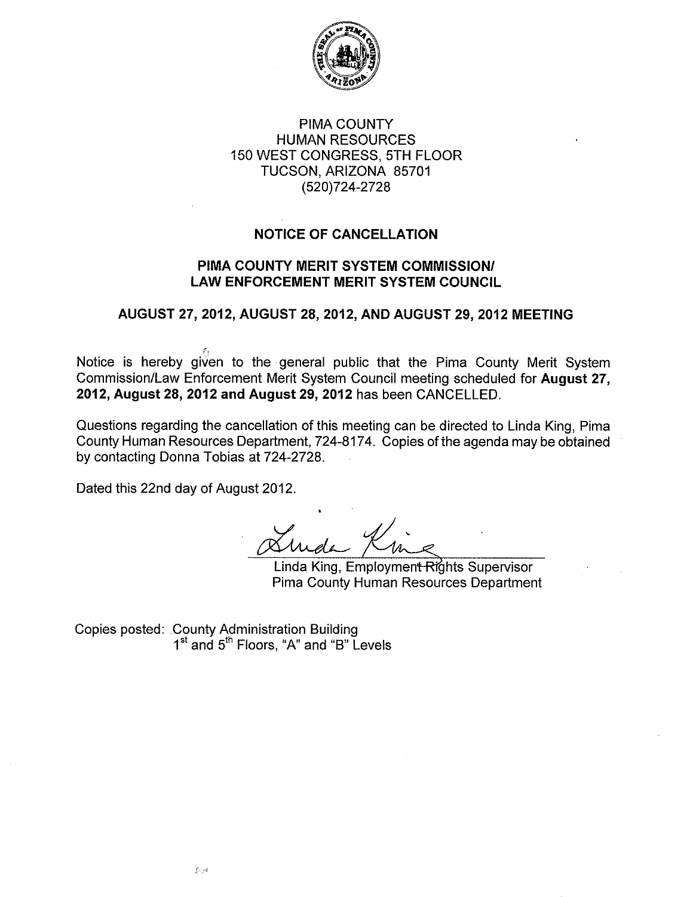PIMA COUNTY
HUMAN RESOURCES
150 WEST CONGRESS, 5TH FLOOR
TUCSON, ARIZONA 85701
(520)724-2728

## NOTICE OF CANCELLATION

## PIMA COUNTY MERIT SYSTEM COMMISSION/ LAW ENFORCEMENT MERIT SYSTEM COUNCIL

### AUGUST 27, 2012, AUGUST 28, 2012, AND AUGUST 29, 2012 MEETING

Notice is hereby given to the general public that the Pima County Merit System Commission/Law Enforcement Merit System Council meeting scheduled for **August 27, 2012, August 28, 2012 and August 29, 2012** has been CANCELLED.

Questions regarding the cancellation of this meeting can be directed to Linda King, Pima County Human Resources Department, 724-8174. Copies of the agenda may be obtained by contacting Donna Tobias at 724-2728.

Dated this 22nd day of August 2012.

Linda King, Employment Rights Supervisor
Pima County Human Resources Department

Copies posted: County Administration Building
1st and 5th Floors, "A" and "B" Levels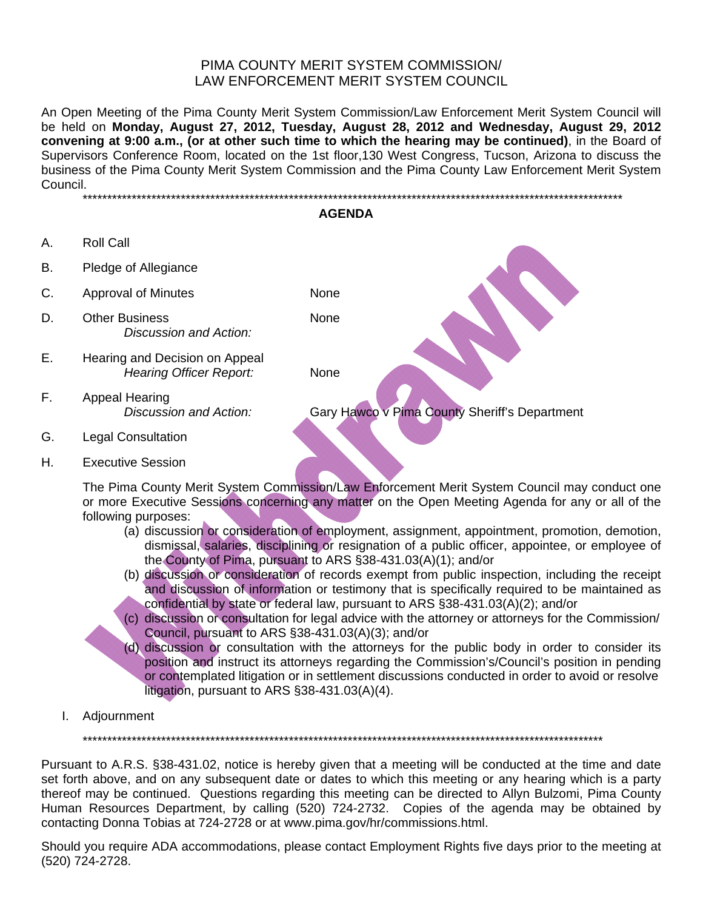# PIMA COUNTY MERIT SYSTEM COMMISSION/ LAW ENFORCEMENT MERIT SYSTEM COUNCIL

An Open Meeting of the Pima County Merit System Commission/Law Enforcement Merit System Council will be held on **Monday, August 27, 2012, Tuesday, August 28, 2012 and Wednesday, August 29, 2012 convening at 9:00 a.m., (or at other such time to which the hearing may be continued)**, in the Board of Supervisors Conference Room, located on the 1st floor,130 West Congress, Tucson, Arizona to discuss the business of the Pima County Merit System Commission and the Pima County Law Enforcement Merit System Council.

*****************************************************************************************************************

## AGENDA

A. Roll Call

B. Pledge of Allegiance

C. Approval of Minutes — None

D. Other Business — None
*Discussion and Action:*

E. Hearing and Decision on Appeal
*Hearing Officer Report:* — None

F. Appeal Hearing
*Discussion and Action:* — Gary Hawco v Pima County Sheriff's Department

G. Legal Consultation

H. Executive Session

The Pima County Merit System Commission/Law Enforcement Merit System Council may conduct one or more Executive Sessions concerning any matter on the Open Meeting Agenda for any or all of the following purposes:

(a) discussion or consideration of employment, assignment, appointment, promotion, demotion, dismissal, salaries, disciplining or resignation of a public officer, appointee, or employee of the County of Pima, pursuant to ARS §38-431.03(A)(1); and/or

(b) discussion or consideration of records exempt from public inspection, including the receipt and discussion of information or testimony that is specifically required to be maintained as confidential by state or federal law, pursuant to ARS §38-431.03(A)(2); and/or

(c) discussion or consultation for legal advice with the attorney or attorneys for the Commission/ Council, pursuant to ARS §38-431.03(A)(3); and/or

(d) discussion or consultation with the attorneys for the public body in order to consider its position and instruct its attorneys regarding the Commission's/Council's position in pending or contemplated litigation or in settlement discussions conducted in order to avoid or resolve litigation, pursuant to ARS §38-431.03(A)(4).

I. Adjournment

*****************************************************************************************************************

Withdrawn

Pursuant to A.R.S. §38-431.02, notice is hereby given that a meeting will be conducted at the time and date set forth above, and on any subsequent date or dates to which this meeting or any hearing which is a party thereof may be continued. Questions regarding this meeting can be directed to Allyn Bulzomi, Pima County Human Resources Department, by calling (520) 724-2732. Copies of the agenda may be obtained by contacting Donna Tobias at 724-2728 or at www.pima.gov/hr/commissions.html.

Should you require ADA accommodations, please contact Employment Rights five days prior to the meeting at (520) 724-2728.